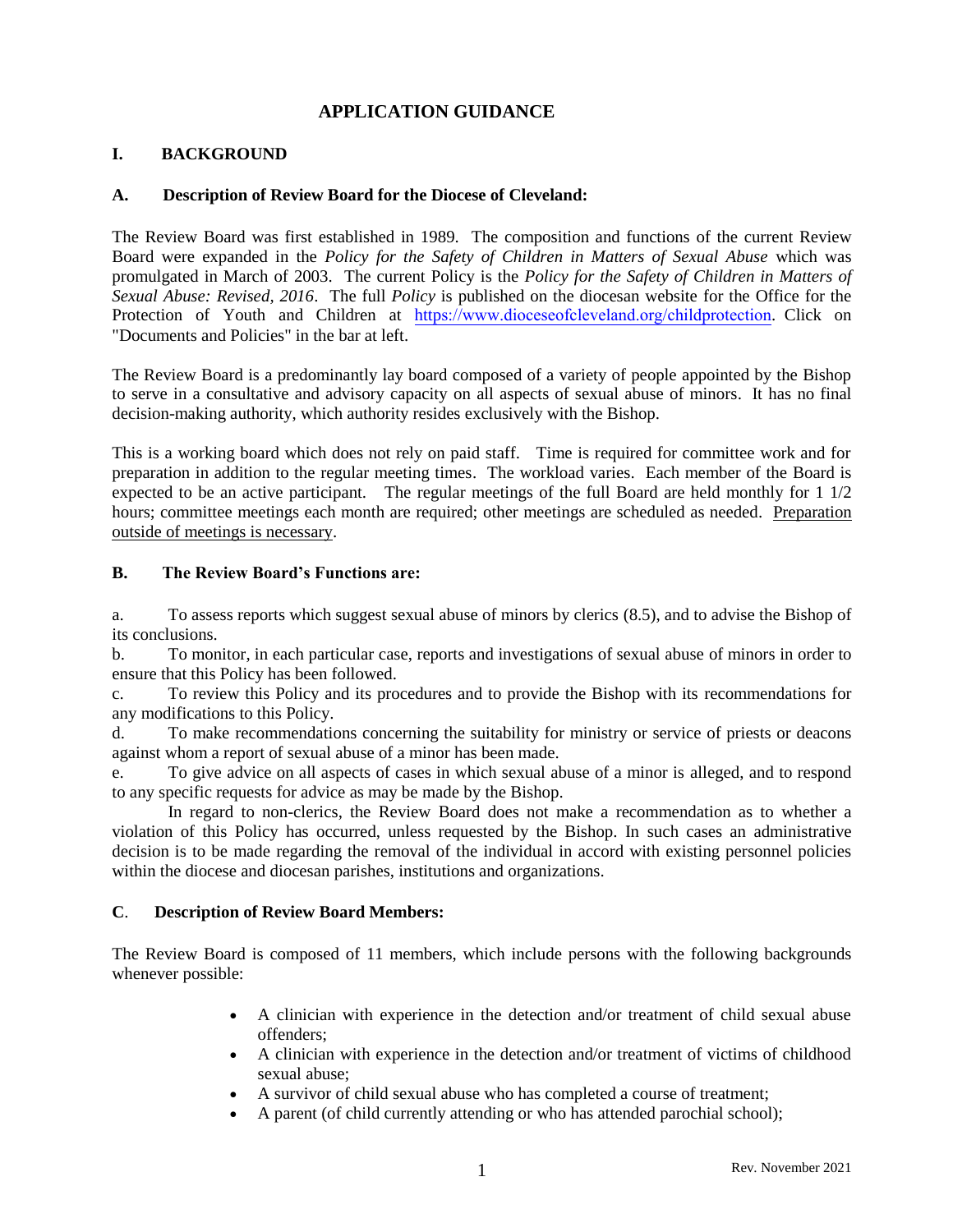# APPLICATION GUIDANCE

## I. BACKGROUND

### A. Description of Review Board for the Diocese of Cleveland:

The Review Board was first established in 1989. The composition and functions of the current Review Board were expanded in the *Policy for the Safety of Children in Matters of Sexual Abuse* which was promulgated in March of 2003. The current Policy is the *Policy for the Safety of Children in Matters of Sexual Abuse: Revised, 2016*. The full *Policy* is published on the diocesan website for the Office for the Protection of Youth and Children at https://www.dioceseofcleveland.org/childprotection. Click on "Documents and Policies" in the bar at left.

The Review Board is a predominantly lay board composed of a variety of people appointed by the Bishop to serve in a consultative and advisory capacity on all aspects of sexual abuse of minors. It has no final decision-making authority, which authority resides exclusively with the Bishop.

This is a working board which does not rely on paid staff. Time is required for committee work and for preparation in addition to the regular meeting times. The workload varies. Each member of the Board is expected to be an active participant. The regular meetings of the full Board are held monthly for 1 1/2 hours; committee meetings each month are required; other meetings are scheduled as needed. <u>Preparation outside of meetings is necessary</u>.

### B. The Review Board's Functions are:

a. To assess reports which suggest sexual abuse of minors by clerics (8.5), and to advise the Bishop of its conclusions.

b. To monitor, in each particular case, reports and investigations of sexual abuse of minors in order to ensure that this Policy has been followed.

c. To review this Policy and its procedures and to provide the Bishop with its recommendations for any modifications to this Policy.

d. To make recommendations concerning the suitability for ministry or service of priests or deacons against whom a report of sexual abuse of a minor has been made.

e. To give advice on all aspects of cases in which sexual abuse of a minor is alleged, and to respond to any specific requests for advice as may be made by the Bishop.

In regard to non-clerics, the Review Board does not make a recommendation as to whether a violation of this Policy has occurred, unless requested by the Bishop. In such cases an administrative decision is to be made regarding the removal of the individual in accord with existing personnel policies within the diocese and diocesan parishes, institutions and organizations.

### C. Description of Review Board Members:

The Review Board is composed of 11 members, which include persons with the following backgrounds whenever possible:

- A clinician with experience in the detection and/or treatment of child sexual abuse offenders;
- A clinician with experience in the detection and/or treatment of victims of childhood sexual abuse;
- A survivor of child sexual abuse who has completed a course of treatment;
- A parent (of child currently attending or who has attended parochial school);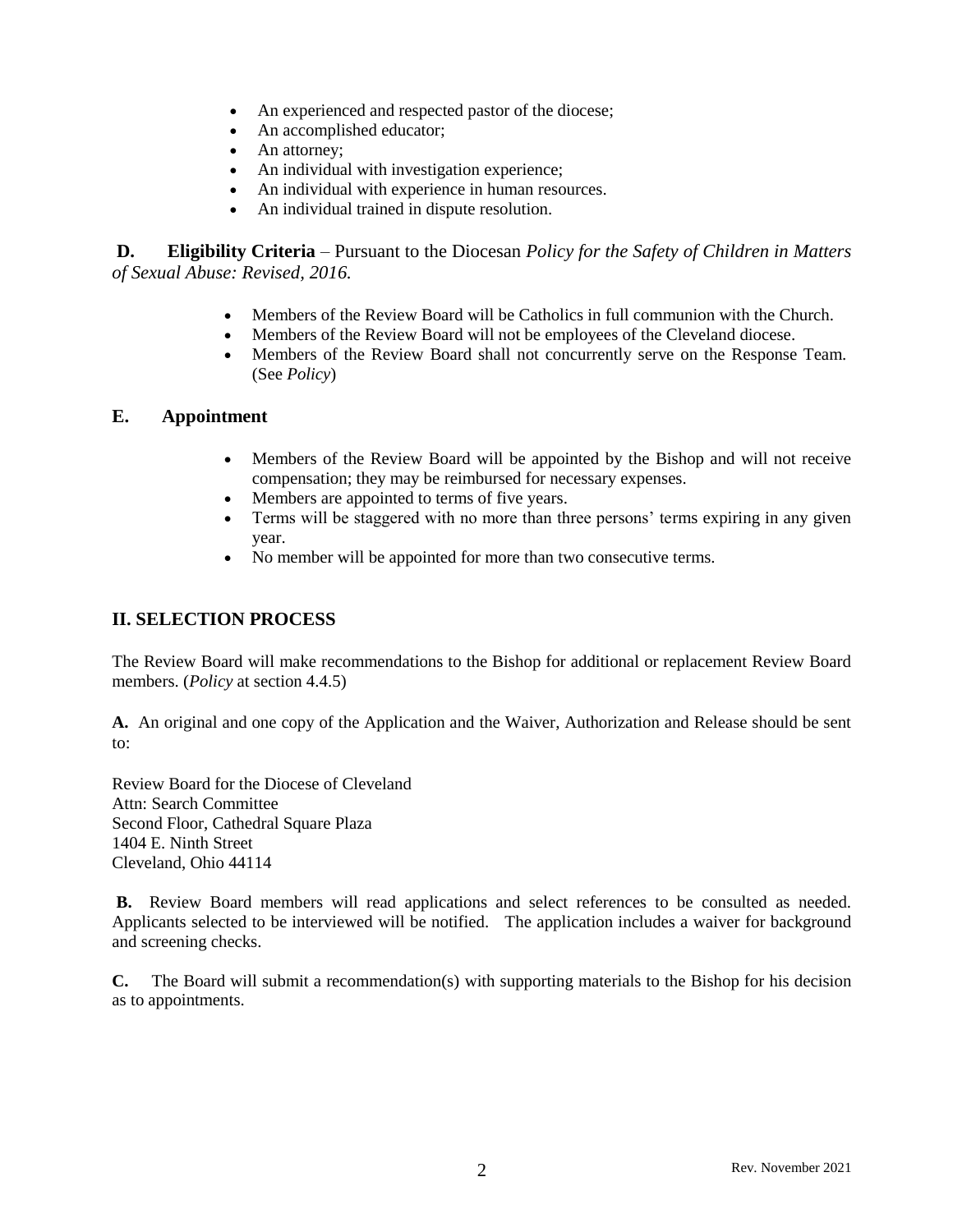- An experienced and respected pastor of the diocese;
- An accomplished educator;
- An attorney;
- An individual with investigation experience;
- An individual with experience in human resources.
- An individual trained in dispute resolution.

**D. Eligibility Criteria** – Pursuant to the Diocesan *Policy for the Safety of Children in Matters of Sexual Abuse: Revised, 2016.*

- Members of the Review Board will be Catholics in full communion with the Church.
- Members of the Review Board will not be employees of the Cleveland diocese.
- Members of the Review Board shall not concurrently serve on the Response Team. (See *Policy*)

### E. Appointment

- Members of the Review Board will be appointed by the Bishop and will not receive compensation; they may be reimbursed for necessary expenses.
- Members are appointed to terms of five years.
- Terms will be staggered with no more than three persons' terms expiring in any given year.
- No member will be appointed for more than two consecutive terms.

## II. SELECTION PROCESS

The Review Board will make recommendations to the Bishop for additional or replacement Review Board members. (*Policy* at section 4.4.5)

**A.** An original and one copy of the Application and the Waiver, Authorization and Release should be sent to:

Review Board for the Diocese of Cleveland
Attn: Search Committee
Second Floor, Cathedral Square Plaza
1404 E. Ninth Street
Cleveland, Ohio 44114

**B.** Review Board members will read applications and select references to be consulted as needed. Applicants selected to be interviewed will be notified. The application includes a waiver for background and screening checks.

**C.** The Board will submit a recommendation(s) with supporting materials to the Bishop for his decision as to appointments.

Rev. November 2021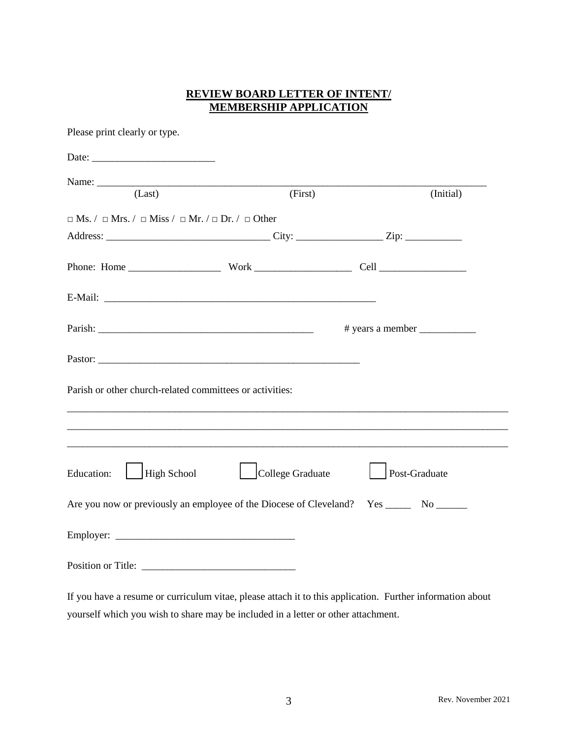## **REVIEW BOARD LETTER OF INTENT/**
## **MEMBERSHIP APPLICATION**

Please print clearly or type.

Date: ________________________

Name: ___________________________________________________________________________
(Last) (First) (Initial)

□ Ms. / □ Mrs. / □ Miss / □ Mr. / □ Dr. / □ Other

Address: _______________________________ City: ________________ Zip: ___________

Phone: Home __________________ Work ___________________ Cell _________________

E-Mail: _____________________________________________________

Parish: ___________________________________________ # years a member ___________

Pastor: ___________________________________________________

Parish or other church-related committees or activities:

___________________________________________________________________________________

___________________________________________________________________________________

___________________________________________________________________________________

Education: ☐ High School ☐ College Graduate ☐ Post-Graduate

Are you now or previously an employee of the Diocese of Cleveland? Yes _____ No ______

Employer: ___________________________________

Position or Title: _____________________________

If you have a resume or curriculum vitae, please attach it to this application. Further information about yourself which you wish to share may be included in a letter or other attachment.

Rev. November 2021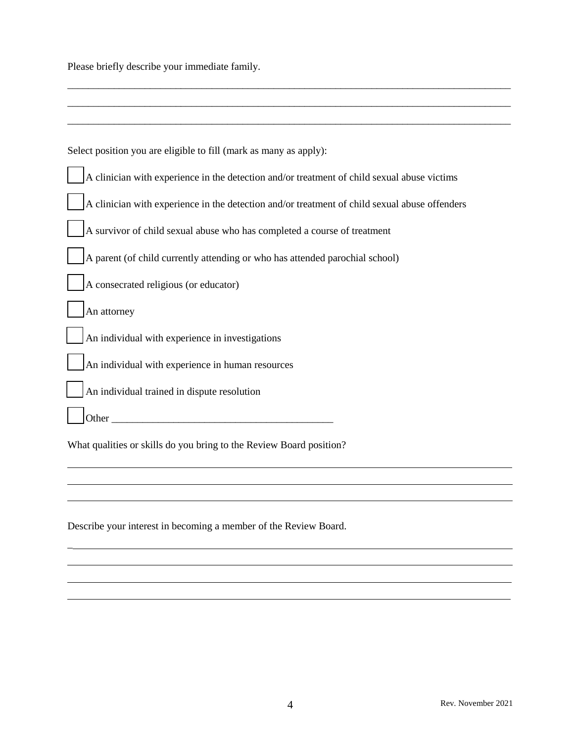Please briefly describe your immediate family.

___________________________________________________________________________________

___________________________________________________________________________________

___________________________________________________________________________________

Select position you are eligible to fill (mark as many as apply):

- [ ] A clinician with experience in the detection and/or treatment of child sexual abuse victims
- [ ] A clinician with experience in the detection and/or treatment of child sexual abuse offenders
- [ ] A survivor of child sexual abuse who has completed a course of treatment
- [ ] A parent (of child currently attending or who has attended parochial school)
- [ ] A consecrated religious (or educator)
- [ ] An attorney
- [ ] An individual with experience in investigations
- [ ] An individual with experience in human resources
- [ ] An individual trained in dispute resolution
- [ ] Other ___________________________________________

What qualities or skills do you bring to the Review Board position?

___________________________________________________________________________________

___________________________________________________________________________________

___________________________________________________________________________________

Describe your interest in becoming a member of the Review Board.

___________________________________________________________________________________

___________________________________________________________________________________

___________________________________________________________________________________

___________________________________________________________________________________

Rev. November 2021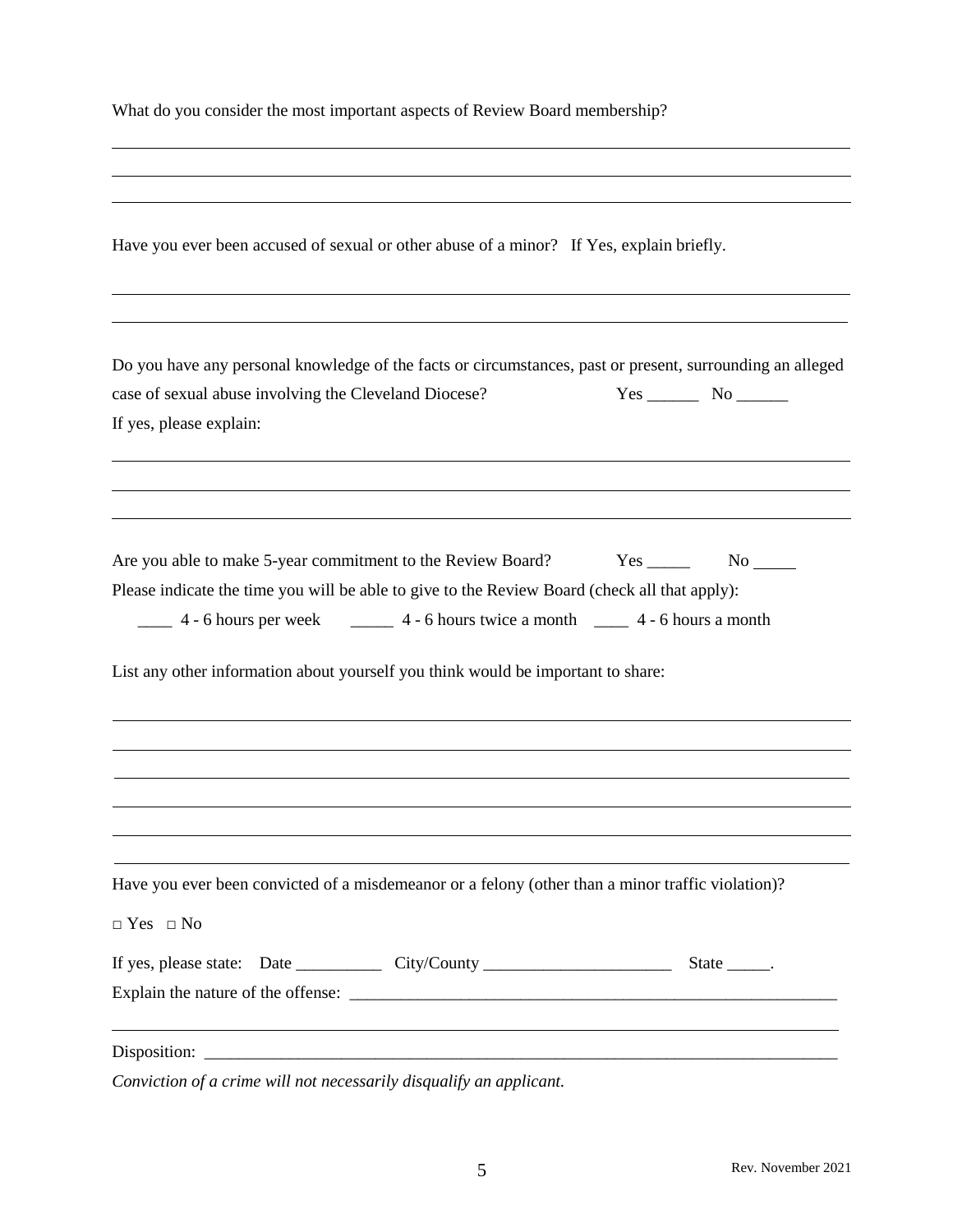What do you consider the most important aspects of Review Board membership?

______________________________________________________________________________

______________________________________________________________________________

______________________________________________________________________________

Have you ever been accused of sexual or other abuse of a minor? If Yes, explain briefly.

______________________________________________________________________________

______________________________________________________________________________

Do you have any personal knowledge of the facts or circumstances, past or present, surrounding an alleged case of sexual abuse involving the Cleveland Diocese? Yes ______ No ______

If yes, please explain:

______________________________________________________________________________

______________________________________________________________________________

______________________________________________________________________________

Are you able to make 5-year commitment to the Review Board? Yes _____ No _____

Please indicate the time you will be able to give to the Review Board (check all that apply):

____ 4 - 6 hours per week _____ 4 - 6 hours twice a month ____ 4 - 6 hours a month

List any other information about yourself you think would be important to share:

______________________________________________________________________________

______________________________________________________________________________

______________________________________________________________________________

______________________________________________________________________________

______________________________________________________________________________

______________________________________________________________________________

Have you ever been convicted of a misdemeanor or a felony (other than a minor traffic violation)?

□ Yes □ No

If yes, please state: Date __________ City/County ______________________ State _____.

Explain the nature of the offense: ____________________________________________________________

______________________________________________________________________________

Disposition: ______________________________________________________________________________

*Conviction of a crime will not necessarily disqualify an applicant.*

Rev. November 2021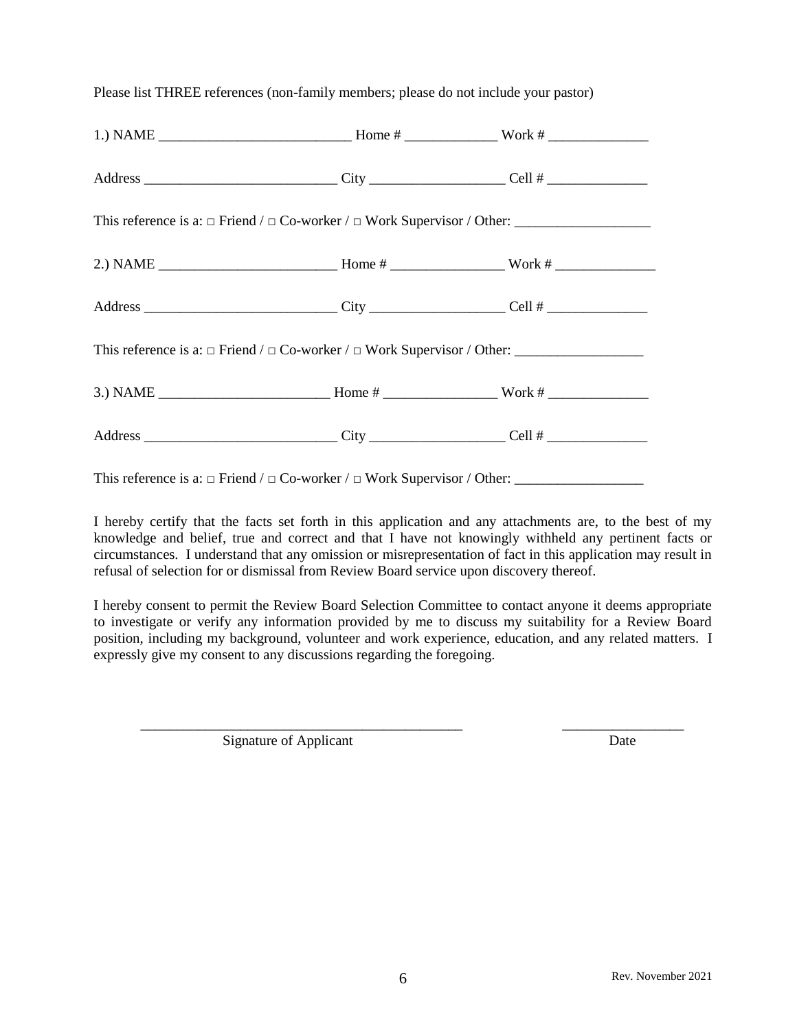Please list THREE references (non-family members; please do not include your pastor)

1.) NAME ___________________________ Home # _____________ Work # ______________

Address ___________________________ City ___________________ Cell # ______________

This reference is a: □ Friend / □ Co-worker / □ Work Supervisor / Other: ___________________

2.) NAME _________________________ Home # ________________ Work # ______________

Address ___________________________ City ___________________ Cell # ______________

This reference is a: □ Friend / □ Co-worker / □ Work Supervisor / Other: __________________

3.) NAME ________________________ Home # ________________ Work # ______________

Address ___________________________ City ___________________ Cell # ______________

This reference is a: □ Friend / □ Co-worker / □ Work Supervisor / Other: __________________

I hereby certify that the facts set forth in this application and any attachments are, to the best of my knowledge and belief, true and correct and that I have not knowingly withheld any pertinent facts or circumstances. I understand that any omission or misrepresentation of fact in this application may result in refusal of selection for or dismissal from Review Board service upon discovery thereof.

I hereby consent to permit the Review Board Selection Committee to contact anyone it deems appropriate to investigate or verify any information provided by me to discuss my suitability for a Review Board position, including my background, volunteer and work experience, education, and any related matters. I expressly give my consent to any discussions regarding the foregoing.

_______________________________________________ _________________

Signature of Applicant Date

Rev. November 2021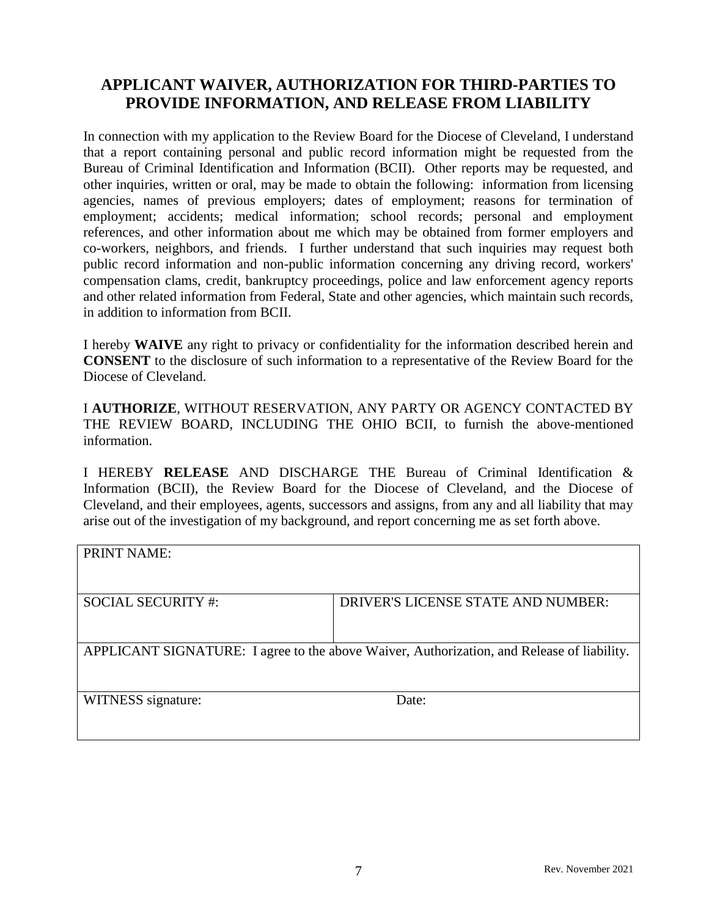## APPLICANT WAIVER, AUTHORIZATION FOR THIRD-PARTIES TO PROVIDE INFORMATION, AND RELEASE FROM LIABILITY

In connection with my application to the Review Board for the Diocese of Cleveland, I understand that a report containing personal and public record information might be requested from the Bureau of Criminal Identification and Information (BCII). Other reports may be requested, and other inquiries, written or oral, may be made to obtain the following: information from licensing agencies, names of previous employers; dates of employment; reasons for termination of employment; accidents; medical information; school records; personal and employment references, and other information about me which may be obtained from former employers and co-workers, neighbors, and friends. I further understand that such inquiries may request both public record information and non-public information concerning any driving record, workers' compensation clams, credit, bankruptcy proceedings, police and law enforcement agency reports and other related information from Federal, State and other agencies, which maintain such records, in addition to information from BCII.

I hereby **WAIVE** any right to privacy or confidentiality for the information described herein and **CONSENT** to the disclosure of such information to a representative of the Review Board for the Diocese of Cleveland.

I **AUTHORIZE**, WITHOUT RESERVATION, ANY PARTY OR AGENCY CONTACTED BY THE REVIEW BOARD, INCLUDING THE OHIO BCII, to furnish the above-mentioned information.

I HEREBY **RELEASE** AND DISCHARGE THE Bureau of Criminal Identification & Information (BCII), the Review Board for the Diocese of Cleveland, and the Diocese of Cleveland, and their employees, agents, successors and assigns, from any and all liability that may arise out of the investigation of my background, and report concerning me as set forth above.

| | |
|---|---|
| PRINT NAME: | |
| SOCIAL SECURITY #: | DRIVER'S LICENSE STATE AND NUMBER: |
| APPLICANT SIGNATURE: I agree to the above Waiver, Authorization, and Release of liability. | |
| WITNESS signature: | Date: |

Rev. November 2021